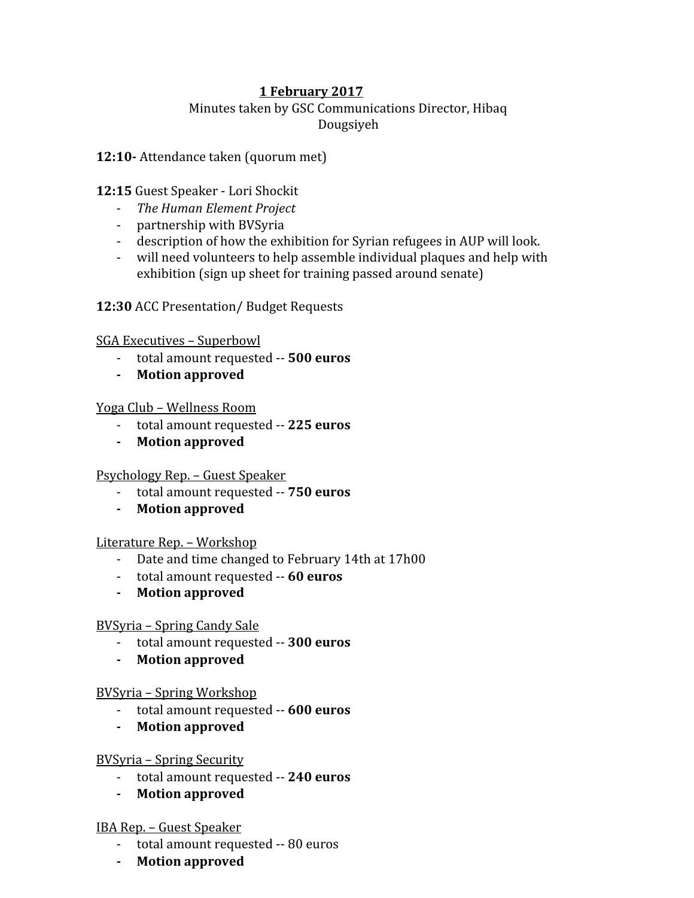**1 February 2017**

Minutes taken by GSC Communications Director, Hibaq Dougsiyeh

**12:10-** Attendance taken (quorum met)

**12:15** Guest Speaker - Lori Shockit

- *The Human Element Project*
- partnership with BVSyria
- description of how the exhibition for Syrian refugees in AUP will look.
- will need volunteers to help assemble individual plaques and help with exhibition (sign up sheet for training passed around senate)

**12:30** ACC Presentation/ Budget Requests

SGA Executives – Superbowl

- total amount requested -- **500 euros**
- **Motion approved**

Yoga Club – Wellness Room

- total amount requested -- **225 euros**
- **Motion approved**

Psychology Rep. – Guest Speaker

- total amount requested -- **750 euros**
- **Motion approved**

Literature Rep. – Workshop

- Date and time changed to February 14th at 17h00
- total amount requested -- **60 euros**
- **Motion approved**

BVSyria – Spring Candy Sale

- total amount requested -- **300 euros**
- **Motion approved**

BVSyria – Spring Workshop

- total amount requested -- **600 euros**
- **Motion approved**

BVSyria – Spring Security

- total amount requested -- **240 euros**
- **Motion approved**

IBA Rep. – Guest Speaker

- total amount requested -- 80 euros
- **Motion approved**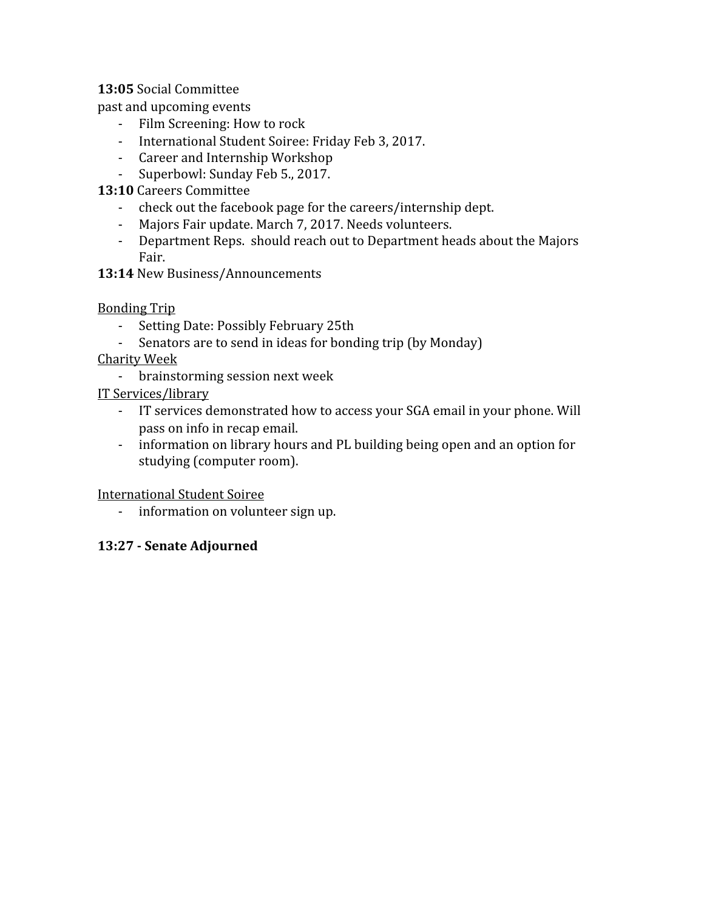**13:05** Social Committee

past and upcoming events

- Film Screening: How to rock
- International Student Soiree: Friday Feb 3, 2017.
- Career and Internship Workshop
- Superbowl: Sunday Feb 5., 2017.

**13:10** Careers Committee

- check out the facebook page for the careers/internship dept.
- Majors Fair update. March 7, 2017. Needs volunteers.
- Department Reps.  should reach out to Department heads about the Majors Fair.

**13:14** New Business/Announcements

<u>Bonding Trip</u>

- Setting Date: Possibly February 25th
- Senators are to send in ideas for bonding trip (by Monday)

<u>Charity Week</u>

- brainstorming session next week

<u>IT Services/library</u>

- IT services demonstrated how to access your SGA email in your phone. Will pass on info in recap email.
- information on library hours and PL building being open and an option for studying (computer room).

<u>International Student Soiree</u>

- information on volunteer sign up.

**13:27 - Senate Adjourned**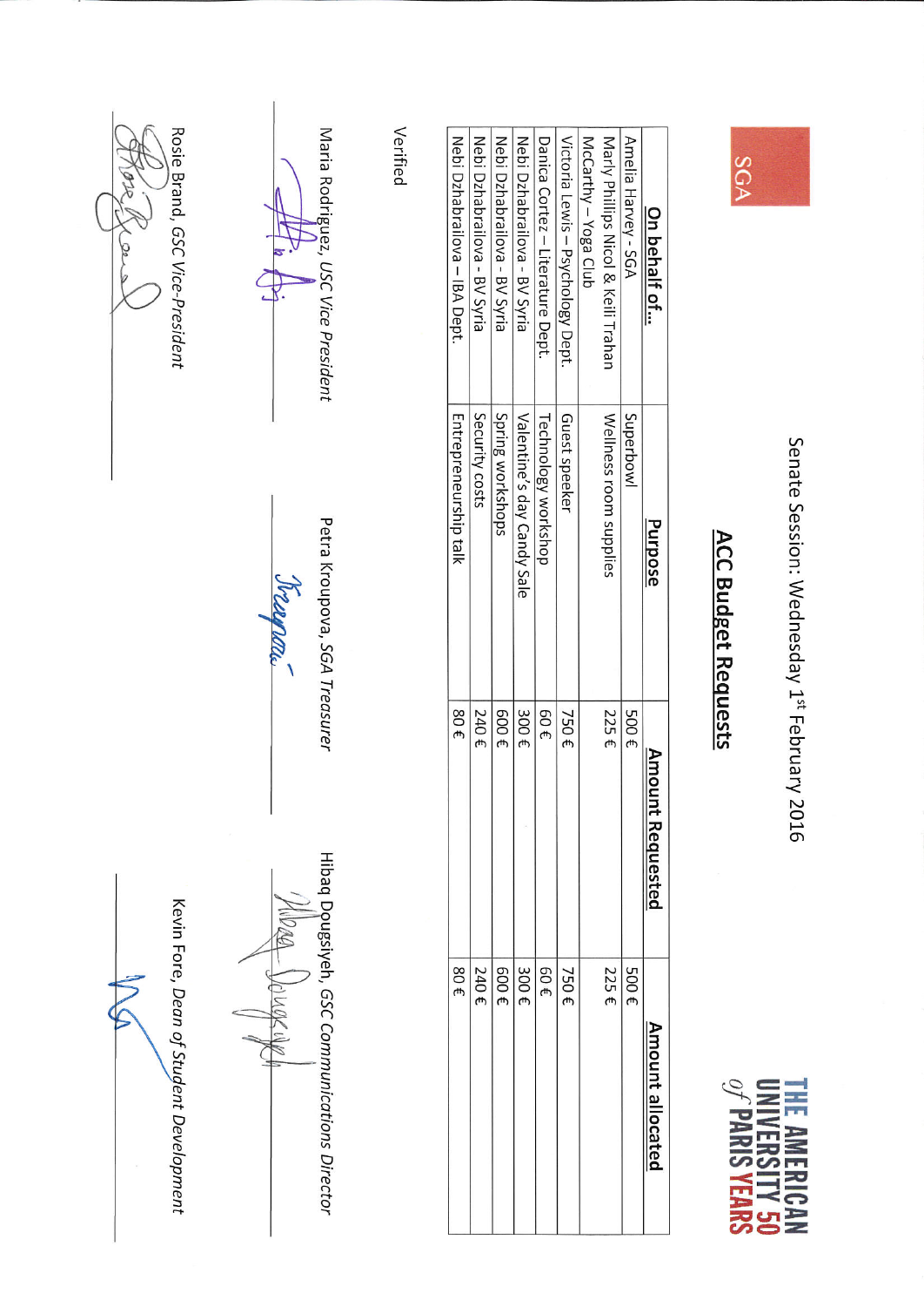SGA

THE AMERICAN UNIVERSITY of PARIS 50 YEARS

Senate Session: Wednesday 1st February 2016

## ACC Budget Requests

| On behalf of... | Purpose | Amount Requested | Amount allocated |
|---|---|---|---|
| Amelia Harvey - SGA | Superbowl | 500 € | 500 € |
| Marly Phillips Nicol & Kelli Trahan McCarthy – Yoga Club | Wellness room supplies | 225 € | 225 € |
| Victoria Lewis – Psychology Dept. | Guest speeker | 750 € | 750 € |
| Danica Cortez – Literature Dept. | Technology workshop | 60 € | 60 € |
| Nebi Dzhabrailova - BV Syria | Valentine's day Candy Sale | 300 € | 300 € |
| Nebi Dzhabrailova - BV Syria | Spring workshops | 600 € | 600 € |
| Nebi Dzhabrailova - BV Syria | Security costs | 240 € | 240 € |
| Nebi Dzhabrailova – IBA Dept. | Entrepreneurship talk | 80 € | 80 € |

Verified

Maria Rodriguez, *USC Vice President*

Petra Kroupova, *SGA Treasurer*

Hibaq Dougsiyeh, *GSC Communications Director*

Rosie Brand, *GSC Vice-President*

Kevin Fore, *Dean of Student Development*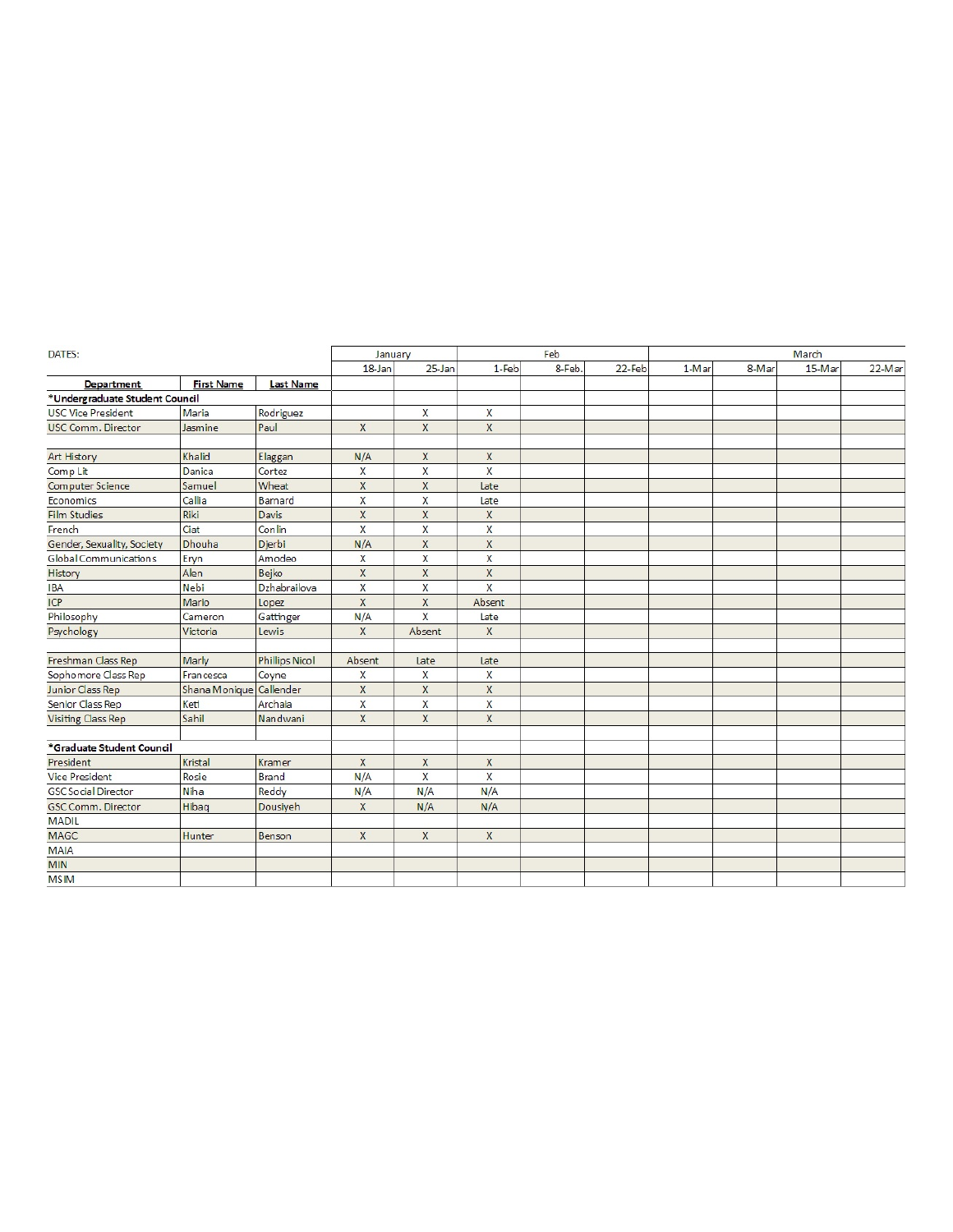| DATES: | | | January | | Feb | | | March | | | |
|---|---|---|---|---|---|---|---|---|---|---|---|
| | | | 18-Jan | 25-Jan | 1-Feb | 8-Feb. | 22-Feb | 1-Mar | 8-Mar | 15-Mar | 22-Mar |
| **Department** | **First Name** | **Last Name** | | | | | | | | | |
| ***Undergraduate Student Council** | | | | | | | | | | | |
| USC Vice President | Maria | Rodriguez | | X | X | | | | | | |
| USC Comm. Director | Jasmine | Paul | X | X | X | | | | | | |
| | | | | | | | | | | | |
| Art History | Khalid | Elaggan | N/A | X | X | | | | | | |
| Comp Lit | Danica | Cortez | X | X | X | | | | | | |
| Computer Science | Samuel | Wheat | X | X | Late | | | | | | |
| Economics | Callia | Barnard | X | X | Late | | | | | | |
| Film Studies | Riki | Davis | X | X | X | | | | | | |
| French | Ciat | Conlin | X | X | X | | | | | | |
| Gender, Sexuality, Society | Dhouha | Djerbi | N/A | X | X | | | | | | |
| Global Communications | Eryn | Amodeo | X | X | X | | | | | | |
| History | Alen | Bejko | X | X | X | | | | | | |
| IBA | Nebi | Dzhabrailova | X | X | X | | | | | | |
| ICP | Mario | Lopez | X | X | Absent | | | | | | |
| Philosophy | Cameron | Gattinger | N/A | X | Late | | | | | | |
| Psychology | Victoria | Lewis | X | Absent | X | | | | | | |
| | | | | | | | | | | | |
| Freshman Class Rep | Marly | Phillips Nicol | Absent | Late | Late | | | | | | |
| Sophomore Class Rep | Francesca | Coyne | X | X | X | | | | | | |
| Junior Class Rep | Shana Monique | Callender | X | X | X | | | | | | |
| Senior Class Rep | Keti | Archaia | X | X | X | | | | | | |
| Visiting Class Rep | Sahil | Nandwani | X | X | X | | | | | | |
| | | | | | | | | | | | |
| ***Graduate Student Council** | | | | | | | | | | | |
| President | Kristal | Kramer | X | X | X | | | | | | |
| Vice President | Rosie | Brand | N/A | X | X | | | | | | |
| GSC Social Director | Niha | Reddy | N/A | N/A | N/A | | | | | | |
| GSC Comm. Director | Hibaq | Dousiyeh | X | N/A | N/A | | | | | | |
| MADIL | | | | | | | | | | | |
| MAGC | Hunter | Benson | X | X | X | | | | | | |
| MAIA | | | | | | | | | | | |
| MIN | | | | | | | | | | | |
| MSIM | | | | | | | | | | | |